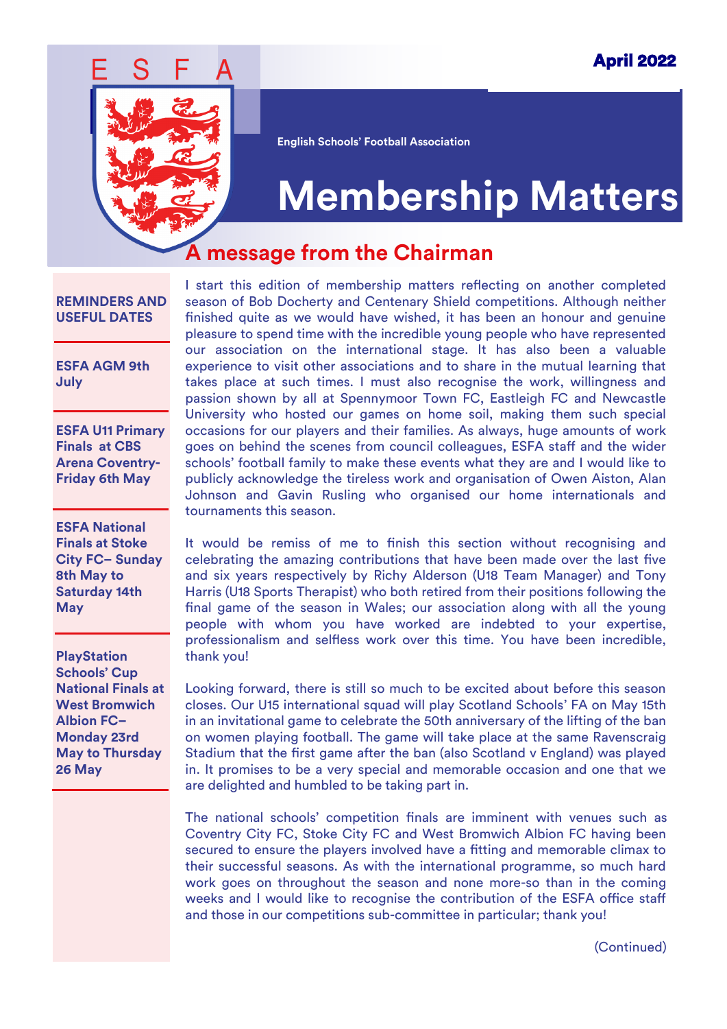April 2022

ESFA

English Schools' Football Association

# Membership Matters

**REMINDERS AND USEFUL DATES**

**ESFA AGM 9th July**

**ESFA U11 Primary Finals at CBS Arena Coventry- Friday 6th May**

**ESFA National Finals at Stoke City FC– Sunday 8th May to Saturday 14th May**

**PlayStation Schools' Cup National Finals at West Bromwich Albion FC– Monday 23rd May to Thursday 26 May**

## A message from the Chairman

I start this edition of membership matters reflecting on another completed season of Bob Docherty and Centenary Shield competitions. Although neither finished quite as we would have wished, it has been an honour and genuine pleasure to spend time with the incredible young people who have represented our association on the international stage. It has also been a valuable experience to visit other associations and to share in the mutual learning that takes place at such times. I must also recognise the work, willingness and passion shown by all at Spennymoor Town FC, Eastleigh FC and Newcastle University who hosted our games on home soil, making them such special occasions for our players and their families. As always, huge amounts of work goes on behind the scenes from council colleagues, ESFA staff and the wider schools' football family to make these events what they are and I would like to publicly acknowledge the tireless work and organisation of Owen Aiston, Alan Johnson and Gavin Rusling who organised our home internationals and tournaments this season.

It would be remiss of me to finish this section without recognising and celebrating the amazing contributions that have been made over the last five and six years respectively by Richy Alderson (U18 Team Manager) and Tony Harris (U18 Sports Therapist) who both retired from their positions following the final game of the season in Wales; our association along with all the young people with whom you have worked are indebted to your expertise, professionalism and selfless work over this time. You have been incredible, thank you!

Looking forward, there is still so much to be excited about before this season closes. Our U15 international squad will play Scotland Schools' FA on May 15th in an invitational game to celebrate the 50th anniversary of the lifting of the ban on women playing football. The game will take place at the same Ravenscraig Stadium that the first game after the ban (also Scotland v England) was played in. It promises to be a very special and memorable occasion and one that we are delighted and humbled to be taking part in.

The national schools' competition finals are imminent with venues such as Coventry City FC, Stoke City FC and West Bromwich Albion FC having been secured to ensure the players involved have a fitting and memorable climax to their successful seasons. As with the international programme, so much hard work goes on throughout the season and none more-so than in the coming weeks and I would like to recognise the contribution of the ESFA office staff and those in our competitions sub-committee in particular; thank you!

(Continued)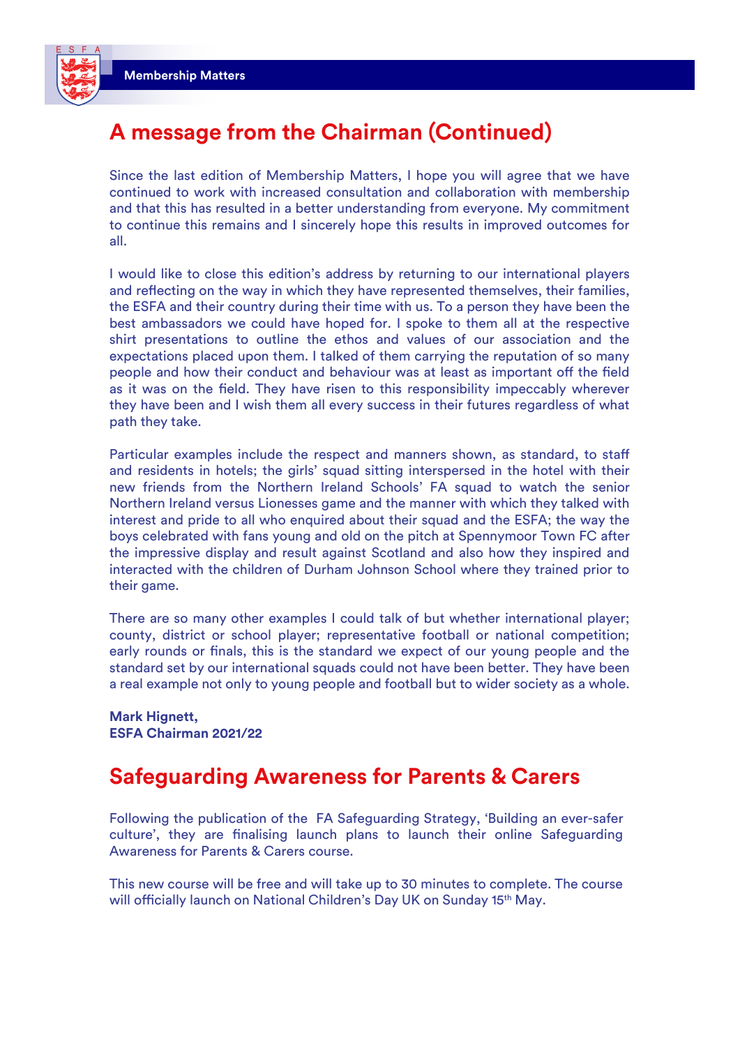## A message from the Chairman (Continued)

Since the last edition of Membership Matters, I hope you will agree that we have continued to work with increased consultation and collaboration with membership and that this has resulted in a better understanding from everyone. My commitment to continue this remains and I sincerely hope this results in improved outcomes for all.

I would like to close this edition's address by returning to our international players and reflecting on the way in which they have represented themselves, their families, the ESFA and their country during their time with us. To a person they have been the best ambassadors we could have hoped for. I spoke to them all at the respective shirt presentations to outline the ethos and values of our association and the expectations placed upon them. I talked of them carrying the reputation of so many people and how their conduct and behaviour was at least as important off the field as it was on the field. They have risen to this responsibility impeccably wherever they have been and I wish them all every success in their futures regardless of what path they take.

Particular examples include the respect and manners shown, as standard, to staff and residents in hotels; the girls' squad sitting interspersed in the hotel with their new friends from the Northern Ireland Schools' FA squad to watch the senior Northern Ireland versus Lionesses game and the manner with which they talked with interest and pride to all who enquired about their squad and the ESFA; the way the boys celebrated with fans young and old on the pitch at Spennymoor Town FC after the impressive display and result against Scotland and also how they inspired and interacted with the children of Durham Johnson School where they trained prior to their game.

There are so many other examples I could talk of but whether international player; county, district or school player; representative football or national competition; early rounds or finals, this is the standard we expect of our young people and the standard set by our international squads could not have been better. They have been a real example not only to young people and football but to wider society as a whole.

**Mark Hignett,**
**ESFA Chairman 2021/22**

## Safeguarding Awareness for Parents & Carers

Following the publication of the FA Safeguarding Strategy, 'Building an ever-safer culture', they are finalising launch plans to launch their online Safeguarding Awareness for Parents & Carers course.

This new course will be free and will take up to 30 minutes to complete. The course will officially launch on National Children's Day UK on Sunday 15th May.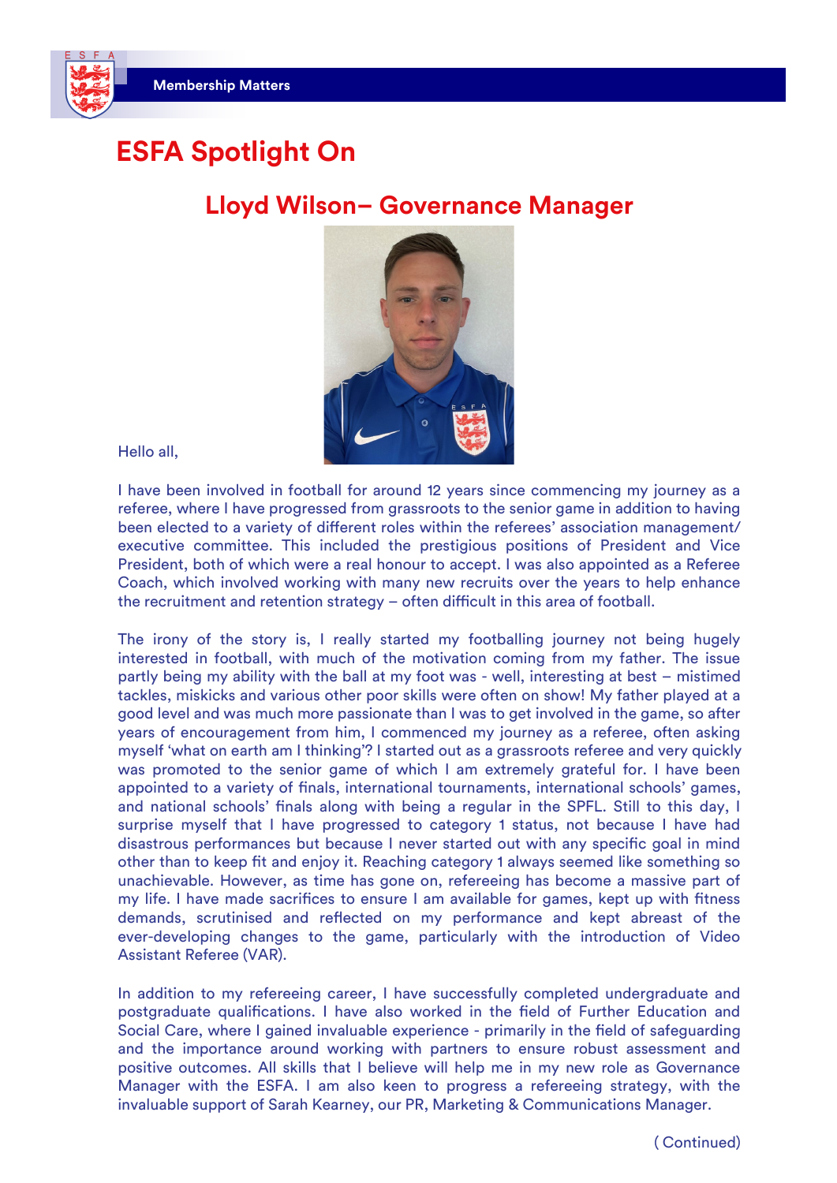# ESFA Spotlight On

## Lloyd Wilson– Governance Manager

Hello all,

I have been involved in football for around 12 years since commencing my journey as a referee, where I have progressed from grassroots to the senior game in addition to having been elected to a variety of different roles within the referees' association management/ executive committee. This included the prestigious positions of President and Vice President, both of which were a real honour to accept. I was also appointed as a Referee Coach, which involved working with many new recruits over the years to help enhance the recruitment and retention strategy – often difficult in this area of football.

The irony of the story is, I really started my footballing journey not being hugely interested in football, with much of the motivation coming from my father. The issue partly being my ability with the ball at my foot was - well, interesting at best – mistimed tackles, miskicks and various other poor skills were often on show! My father played at a good level and was much more passionate than I was to get involved in the game, so after years of encouragement from him, I commenced my journey as a referee, often asking myself 'what on earth am I thinking'? I started out as a grassroots referee and very quickly was promoted to the senior game of which I am extremely grateful for. I have been appointed to a variety of finals, international tournaments, international schools' games, and national schools' finals along with being a regular in the SPFL. Still to this day, I surprise myself that I have progressed to category 1 status, not because I have had disastrous performances but because I never started out with any specific goal in mind other than to keep fit and enjoy it. Reaching category 1 always seemed like something so unachievable. However, as time has gone on, refereeing has become a massive part of my life. I have made sacrifices to ensure I am available for games, kept up with fitness demands, scrutinised and reflected on my performance and kept abreast of the ever-developing changes to the game, particularly with the introduction of Video Assistant Referee (VAR).

In addition to my refereeing career, I have successfully completed undergraduate and postgraduate qualifications. I have also worked in the field of Further Education and Social Care, where I gained invaluable experience - primarily in the field of safeguarding and the importance around working with partners to ensure robust assessment and positive outcomes. All skills that I believe will help me in my new role as Governance Manager with the ESFA. I am also keen to progress a refereeing strategy, with the invaluable support of Sarah Kearney, our PR, Marketing & Communications Manager.

( Continued)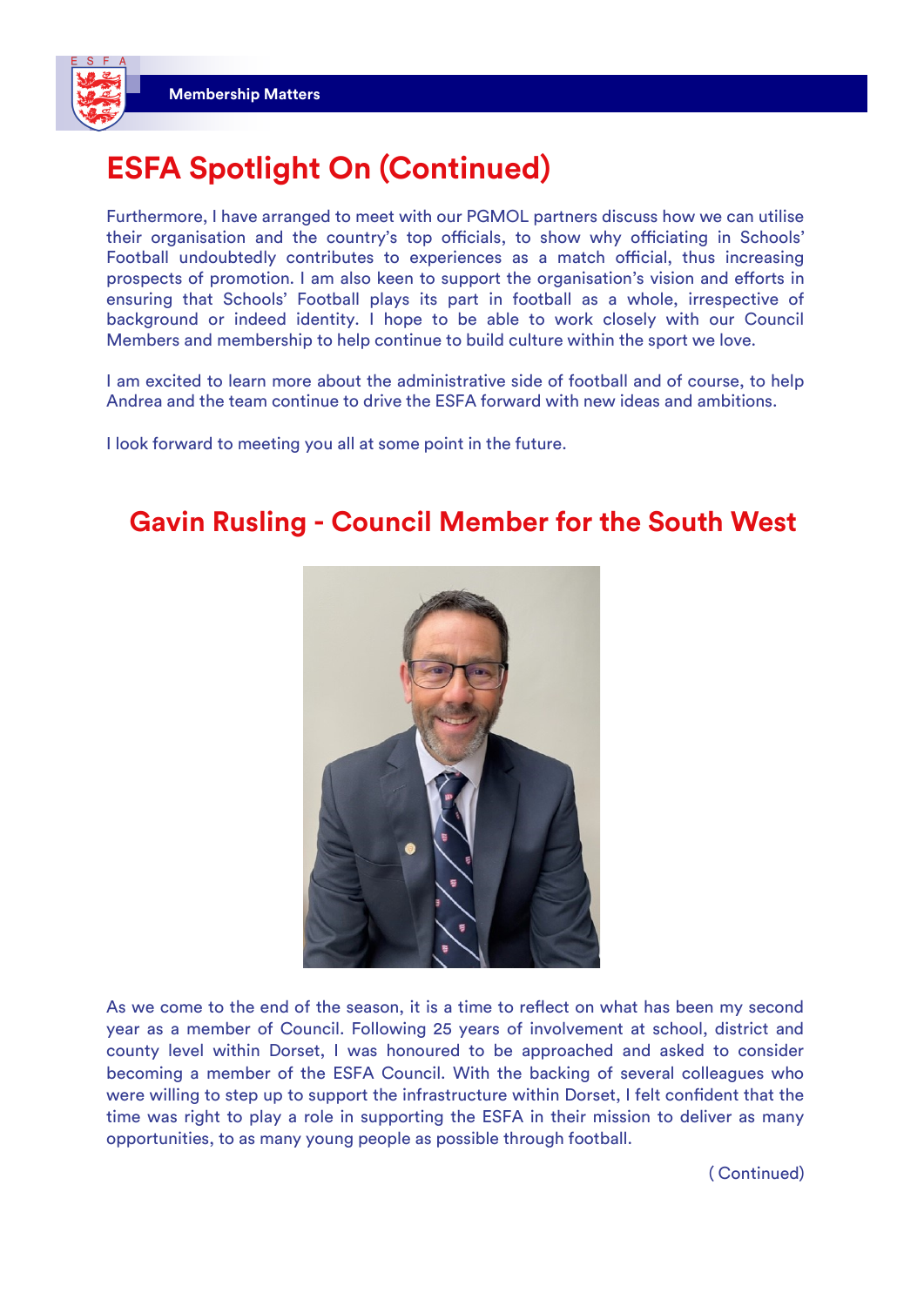# ESFA Spotlight On (Continued)

Furthermore, I have arranged to meet with our PGMOL partners discuss how we can utilise their organisation and the country's top officials, to show why officiating in Schools' Football undoubtedly contributes to experiences as a match official, thus increasing prospects of promotion. I am also keen to support the organisation's vision and efforts in ensuring that Schools' Football plays its part in football as a whole, irrespective of background or indeed identity. I hope to be able to work closely with our Council Members and membership to help continue to build culture within the sport we love.

I am excited to learn more about the administrative side of football and of course, to help Andrea and the team continue to drive the ESFA forward with new ideas and ambitions.

I look forward to meeting you all at some point in the future.

## Gavin Rusling - Council Member for the South West

As we come to the end of the season, it is a time to reflect on what has been my second year as a member of Council. Following 25 years of involvement at school, district and county level within Dorset, I was honoured to be approached and asked to consider becoming a member of the ESFA Council. With the backing of several colleagues who were willing to step up to support the infrastructure within Dorset, I felt confident that the time was right to play a role in supporting the ESFA in their mission to deliver as many opportunities, to as many young people as possible through football.

( Continued)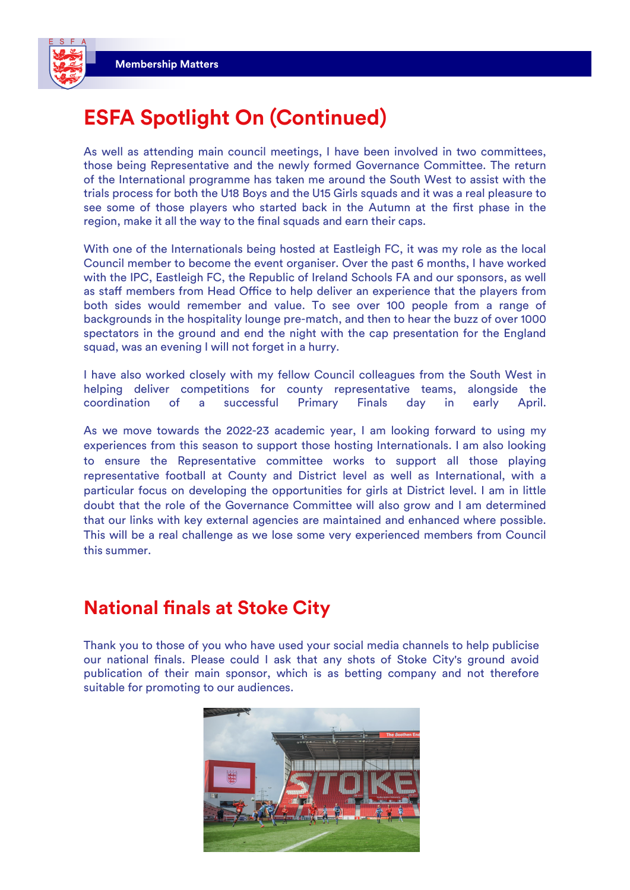## ESFA Spotlight On (Continued)

As well as attending main council meetings, I have been involved in two committees, those being Representative and the newly formed Governance Committee. The return of the International programme has taken me around the South West to assist with the trials process for both the U18 Boys and the U15 Girls squads and it was a real pleasure to see some of those players who started back in the Autumn at the first phase in the region, make it all the way to the final squads and earn their caps.

With one of the Internationals being hosted at Eastleigh FC, it was my role as the local Council member to become the event organiser. Over the past 6 months, I have worked with the IPC, Eastleigh FC, the Republic of Ireland Schools FA and our sponsors, as well as staff members from Head Office to help deliver an experience that the players from both sides would remember and value. To see over 100 people from a range of backgrounds in the hospitality lounge pre-match, and then to hear the buzz of over 1000 spectators in the ground and end the night with the cap presentation for the England squad, was an evening I will not forget in a hurry.

I have also worked closely with my fellow Council colleagues from the South West in helping deliver competitions for county representative teams, alongside the coordination of a successful Primary Finals day in early April.

As we move towards the 2022-23 academic year, I am looking forward to using my experiences from this season to support those hosting Internationals. I am also looking to ensure the Representative committee works to support all those playing representative football at County and District level as well as International, with a particular focus on developing the opportunities for girls at District level. I am in little doubt that the role of the Governance Committee will also grow and I am determined that our links with key external agencies are maintained and enhanced where possible. This will be a real challenge as we lose some very experienced members from Council this summer.

## National finals at Stoke City

Thank you to those of you who have used your social media channels to help publicise our national finals. Please could I ask that any shots of Stoke City's ground avoid publication of their main sponsor, which is as betting company and not therefore suitable for promoting to our audiences.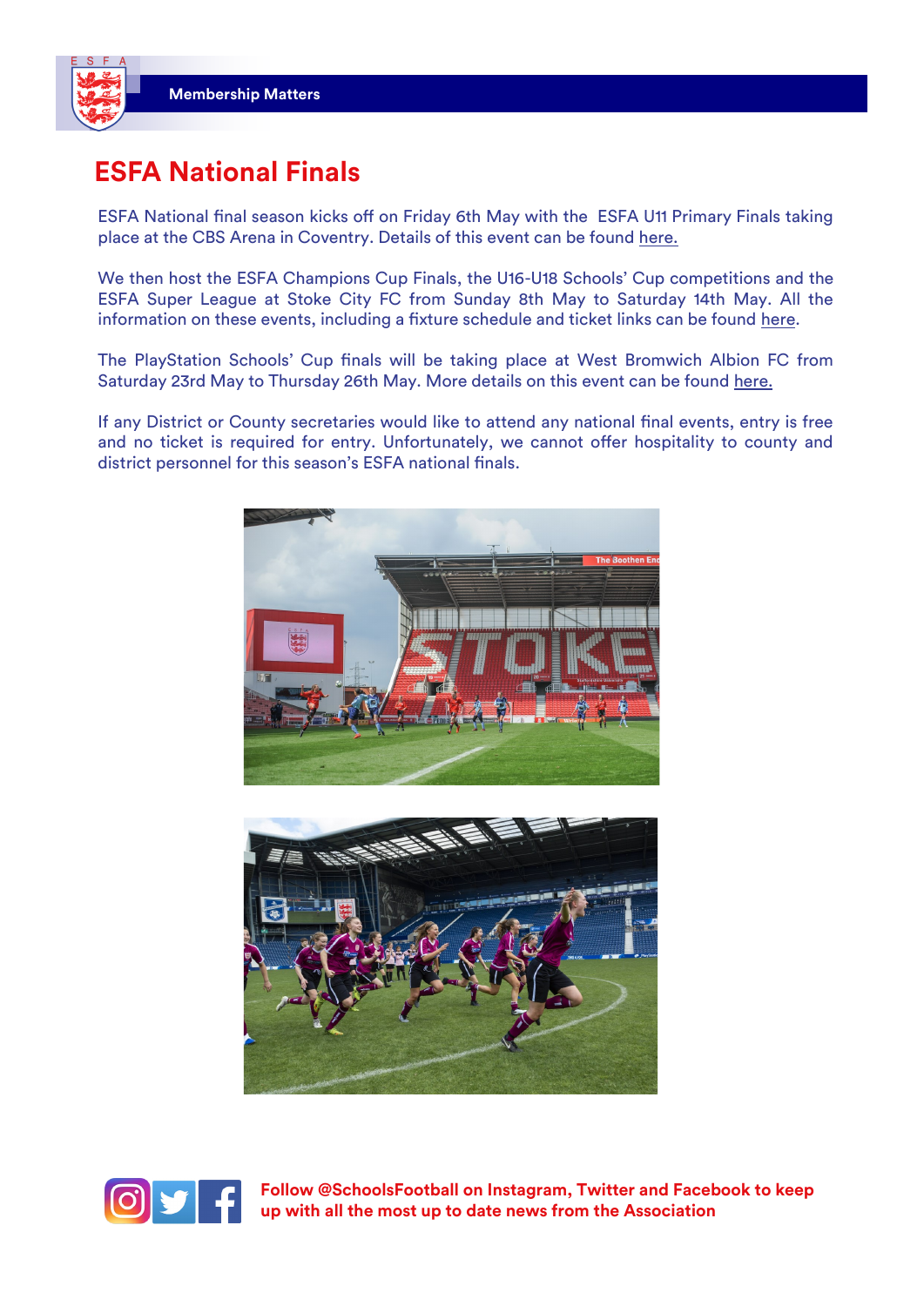# ESFA National Finals

ESFA National final season kicks off on Friday 6th May with the ESFA U11 Primary Finals taking place at the CBS Arena in Coventry. Details of this event can be found here.

We then host the ESFA Champions Cup Finals, the U16-U18 Schools' Cup competitions and the ESFA Super League at Stoke City FC from Sunday 8th May to Saturday 14th May. All the information on these events, including a fixture schedule and ticket links can be found here.

The PlayStation Schools' Cup finals will be taking place at West Bromwich Albion FC from Saturday 23rd May to Thursday 26th May. More details on this event can be found here.

If any District or County secretaries would like to attend any national final events, entry is free and no ticket is required for entry. Unfortunately, we cannot offer hospitality to county and district personnel for this season's ESFA national finals.

**Follow @SchoolsFootball on Instagram, Twitter and Facebook to keep up with all the most up to date news from the Association**